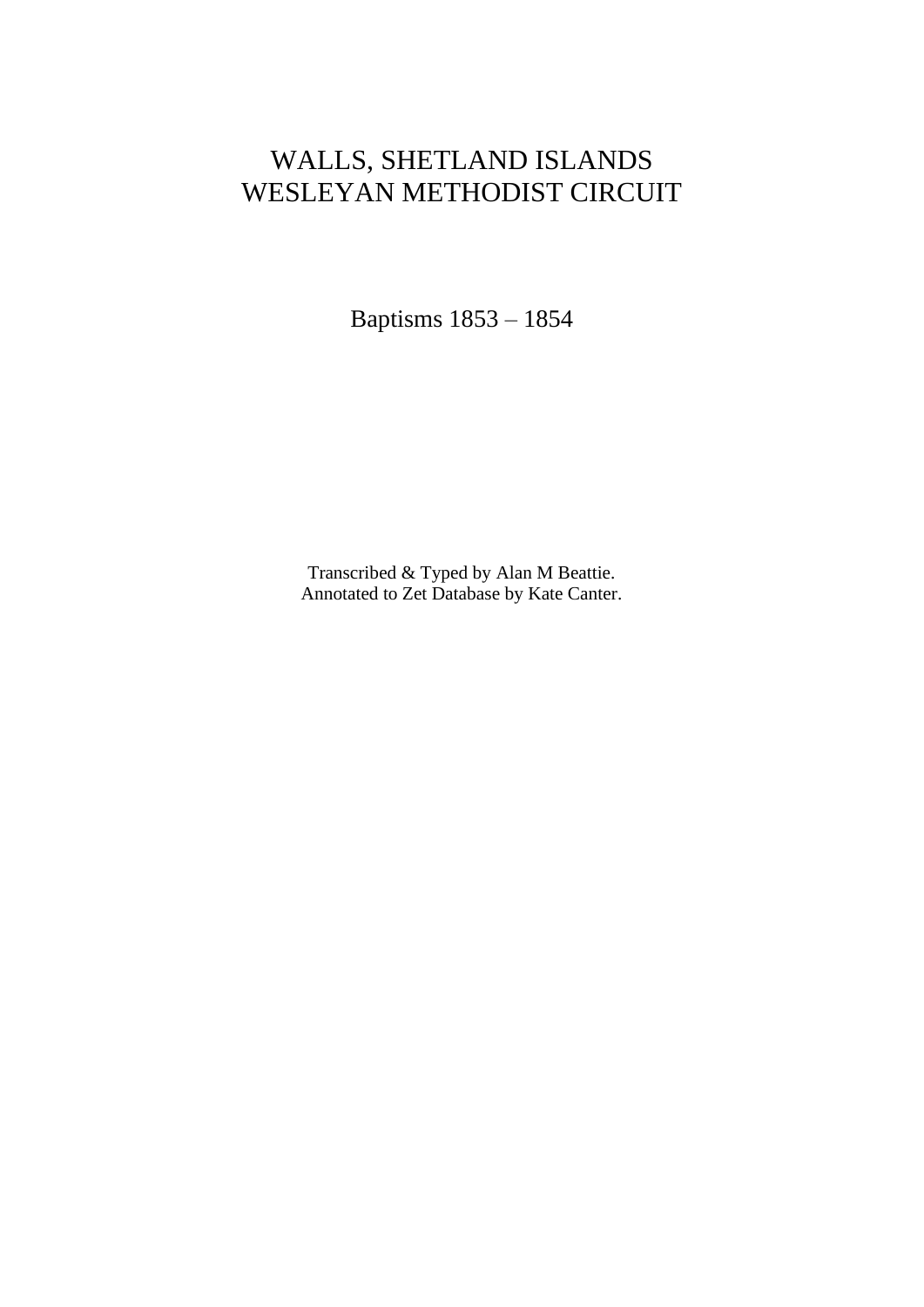# WALLS, SHETLAND ISLANDS
# WESLEYAN METHODIST CIRCUIT

## Baptisms 1853 – 1854

Transcribed & Typed by Alan M Beattie.
Annotated to Zet Database by Kate Canter.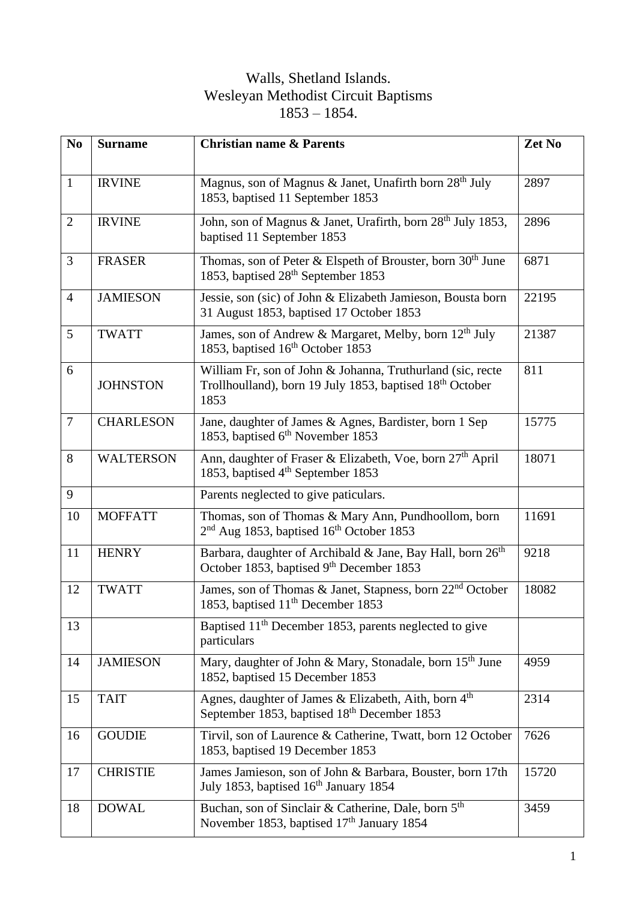# Walls, Shetland Islands.
## Wesleyan Methodist Circuit Baptisms
## 1853 – 1854.

| No | Surname | Christian name & Parents | Zet No |
|---|---|---|---|
| 1 | IRVINE | Magnus, son of Magnus & Janet, Unafirth born 28th July 1853, baptised 11 September 1853 | 2897 |
| 2 | IRVINE | John, son of Magnus & Janet, Urafirth, born 28th July 1853, baptised 11 September 1853 | 2896 |
| 3 | FRASER | Thomas, son of Peter & Elspeth of Brouster, born 30th June 1853, baptised 28th September 1853 | 6871 |
| 4 | JAMIESON | Jessie, son (sic) of John & Elizabeth Jamieson, Bousta born 31 August 1853, baptised 17 October 1853 | 22195 |
| 5 | TWATT | James, son of Andrew & Margaret, Melby, born 12th July 1853, baptised 16th October 1853 | 21387 |
| 6 | JOHNSTON | William Fr, son of John & Johanna, Truthurland (sic, recte Trollhoulland), born 19 July 1853, baptised 18th October 1853 | 811 |
| 7 | CHARLESON | Jane, daughter of James & Agnes, Bardister, born 1 Sep 1853, baptised 6th November 1853 | 15775 |
| 8 | WALTERSON | Ann, daughter of Fraser & Elizabeth, Voe, born 27th April 1853, baptised 4th September 1853 | 18071 |
| 9 | | Parents neglected to give paticulars. | |
| 10 | MOFFATT | Thomas, son of Thomas & Mary Ann, Pundhoollom, born 2nd Aug 1853, baptised 16th October 1853 | 11691 |
| 11 | HENRY | Barbara, daughter of Archibald & Jane, Bay Hall, born 26th October 1853, baptised 9th December 1853 | 9218 |
| 12 | TWATT | James, son of Thomas & Janet, Stapness, born 22nd October 1853, baptised 11th December 1853 | 18082 |
| 13 | | Baptised 11th December 1853, parents neglected to give particulars | |
| 14 | JAMIESON | Mary, daughter of John & Mary, Stonadale, born 15th June 1852, baptised 15 December 1853 | 4959 |
| 15 | TAIT | Agnes, daughter of James & Elizabeth, Aith, born 4th September 1853, baptised 18th December 1853 | 2314 |
| 16 | GOUDIE | Tirvil, son of Laurence & Catherine, Twatt, born 12 October 1853, baptised 19 December 1853 | 7626 |
| 17 | CHRISTIE | James Jamieson, son of John & Barbara, Bouster, born 17th July 1853, baptised 16th January 1854 | 15720 |
| 18 | DOWAL | Buchan, son of Sinclair & Catherine, Dale, born 5th November 1853, baptised 17th January 1854 | 3459 |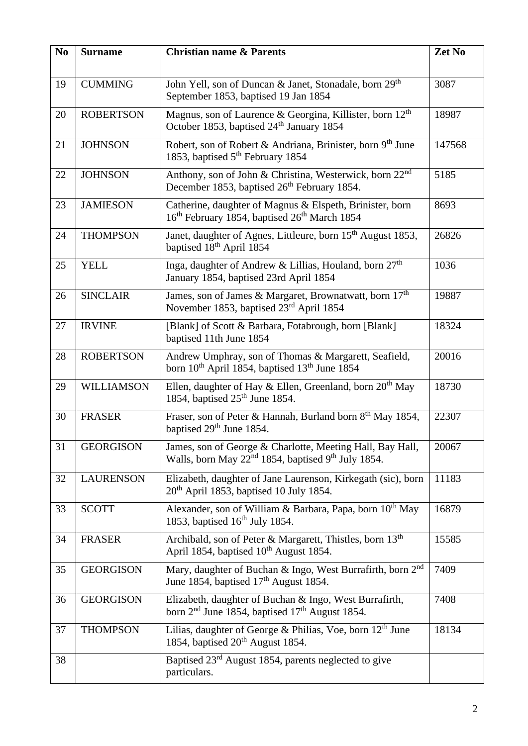| No | Surname | Christian name & Parents | Zet No |
|---|---|---|---|
| 19 | CUMMING | John Yell, son of Duncan & Janet, Stonadale, born 29th September 1853, baptised 19 Jan 1854 | 3087 |
| 20 | ROBERTSON | Magnus, son of Laurence & Georgina, Killister, born 12th October 1853, baptised 24th January 1854 | 18987 |
| 21 | JOHNSON | Robert, son of Robert & Andriana, Brinister, born 9th June 1853, baptised 5th February 1854 | 147568 |
| 22 | JOHNSON | Anthony, son of John & Christina, Westerwick, born 22nd December 1853, baptised 26th February 1854. | 5185 |
| 23 | JAMIESON | Catherine, daughter of Magnus & Elspeth, Brinister, born 16th February 1854, baptised 26th March 1854 | 8693 |
| 24 | THOMPSON | Janet, daughter of Agnes, Littleure, born 15th August 1853, baptised 18th April 1854 | 26826 |
| 25 | YELL | Inga, daughter of Andrew & Lillias, Houland, born 27th January 1854, baptised 23rd April 1854 | 1036 |
| 26 | SINCLAIR | James, son of James & Margaret, Brownatwatt, born 17th November 1853, baptised 23rd April 1854 | 19887 |
| 27 | IRVINE | [Blank] of Scott & Barbara, Fotabrough, born [Blank] baptised 11th June 1854 | 18324 |
| 28 | ROBERTSON | Andrew Umphray, son of Thomas & Margarett, Seafield, born 10th April 1854, baptised 13th June 1854 | 20016 |
| 29 | WILLIAMSON | Ellen, daughter of Hay & Ellen, Greenland, born 20th May 1854, baptised 25th June 1854. | 18730 |
| 30 | FRASER | Fraser, son of Peter & Hannah, Burland born 8th May 1854, baptised 29th June 1854. | 22307 |
| 31 | GEORGISON | James, son of George & Charlotte, Meeting Hall, Bay Hall, Walls, born May 22nd 1854, baptised 9th July 1854. | 20067 |
| 32 | LAURENSON | Elizabeth, daughter of Jane Laurenson, Kirkegath (sic), born 20th April 1853, baptised 10 July 1854. | 11183 |
| 33 | SCOTT | Alexander, son of William & Barbara, Papa, born 10th May 1853, baptised 16th July 1854. | 16879 |
| 34 | FRASER | Archibald, son of Peter & Margarett, Thistles, born 13th April 1854, baptised 10th August 1854. | 15585 |
| 35 | GEORGISON | Mary, daughter of Buchan & Ingo, West Burrafirth, born 2nd June 1854, baptised 17th August 1854. | 7409 |
| 36 | GEORGISON | Elizabeth, daughter of Buchan & Ingo, West Burrafirth, born 2nd June 1854, baptised 17th August 1854. | 7408 |
| 37 | THOMPSON | Lilias, daughter of George & Philias, Voe, born 12th June 1854, baptised 20th August 1854. | 18134 |
| 38 | | Baptised 23rd August 1854, parents neglected to give particulars. | |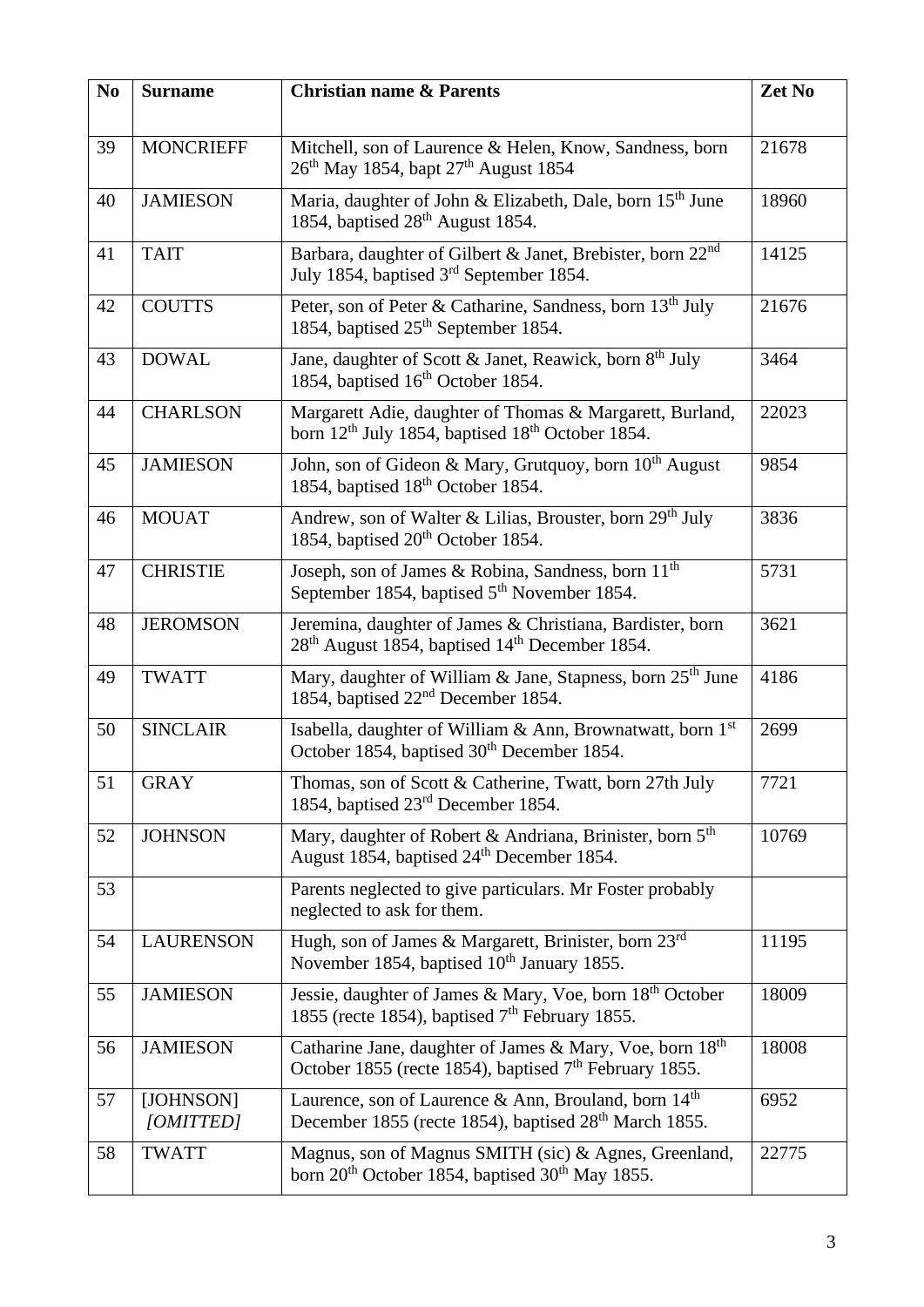| No | Surname | Christian name & Parents | Zet No |
|---|---|---|---|
| 39 | MONCRIEFF | Mitchell, son of Laurence & Helen, Know, Sandness, born 26th May 1854, bapt 27th August 1854 | 21678 |
| 40 | JAMIESON | Maria, daughter of John & Elizabeth, Dale, born 15th June 1854, baptised 28th August 1854. | 18960 |
| 41 | TAIT | Barbara, daughter of Gilbert & Janet, Brebister, born 22nd July 1854, baptised 3rd September 1854. | 14125 |
| 42 | COUTTS | Peter, son of Peter & Catharine, Sandness, born 13th July 1854, baptised 25th September 1854. | 21676 |
| 43 | DOWAL | Jane, daughter of Scott & Janet, Reawick, born 8th July 1854, baptised 16th October 1854. | 3464 |
| 44 | CHARLSON | Margarett Adie, daughter of Thomas & Margarett, Burland, born 12th July 1854, baptised 18th October 1854. | 22023 |
| 45 | JAMIESON | John, son of Gideon & Mary, Grutquoy, born 10th August 1854, baptised 18th October 1854. | 9854 |
| 46 | MOUAT | Andrew, son of Walter & Lilias, Brouster, born 29th July 1854, baptised 20th October 1854. | 3836 |
| 47 | CHRISTIE | Joseph, son of James & Robina, Sandness, born 11th September 1854, baptised 5th November 1854. | 5731 |
| 48 | JEROMSON | Jeremina, daughter of James & Christiana, Bardister, born 28th August 1854, baptised 14th December 1854. | 3621 |
| 49 | TWATT | Mary, daughter of William & Jane, Stapness, born 25th June 1854, baptised 22nd December 1854. | 4186 |
| 50 | SINCLAIR | Isabella, daughter of William & Ann, Brownatwatt, born 1st October 1854, baptised 30th December 1854. | 2699 |
| 51 | GRAY | Thomas, son of Scott & Catherine, Twatt, born 27th July 1854, baptised 23rd December 1854. | 7721 |
| 52 | JOHNSON | Mary, daughter of Robert & Andriana, Brinister, born 5th August 1854, baptised 24th December 1854. | 10769 |
| 53 | | Parents neglected to give particulars. Mr Foster probably neglected to ask for them. | |
| 54 | LAURENSON | Hugh, son of James & Margarett, Brinister, born 23rd November 1854, baptised 10th January 1855. | 11195 |
| 55 | JAMIESON | Jessie, daughter of James & Mary, Voe, born 18th October 1855 (recte 1854), baptised 7th February 1855. | 18009 |
| 56 | JAMIESON | Catharine Jane, daughter of James & Mary, Voe, born 18th October 1855 (recte 1854), baptised 7th February 1855. | 18008 |
| 57 | [JOHNSON] *[OMITTED]* | Laurence, son of Laurence & Ann, Brouland, born 14th December 1855 (recte 1854), baptised 28th March 1855. | 6952 |
| 58 | TWATT | Magnus, son of Magnus SMITH (sic) & Agnes, Greenland, born 20th October 1854, baptised 30th May 1855. | 22775 |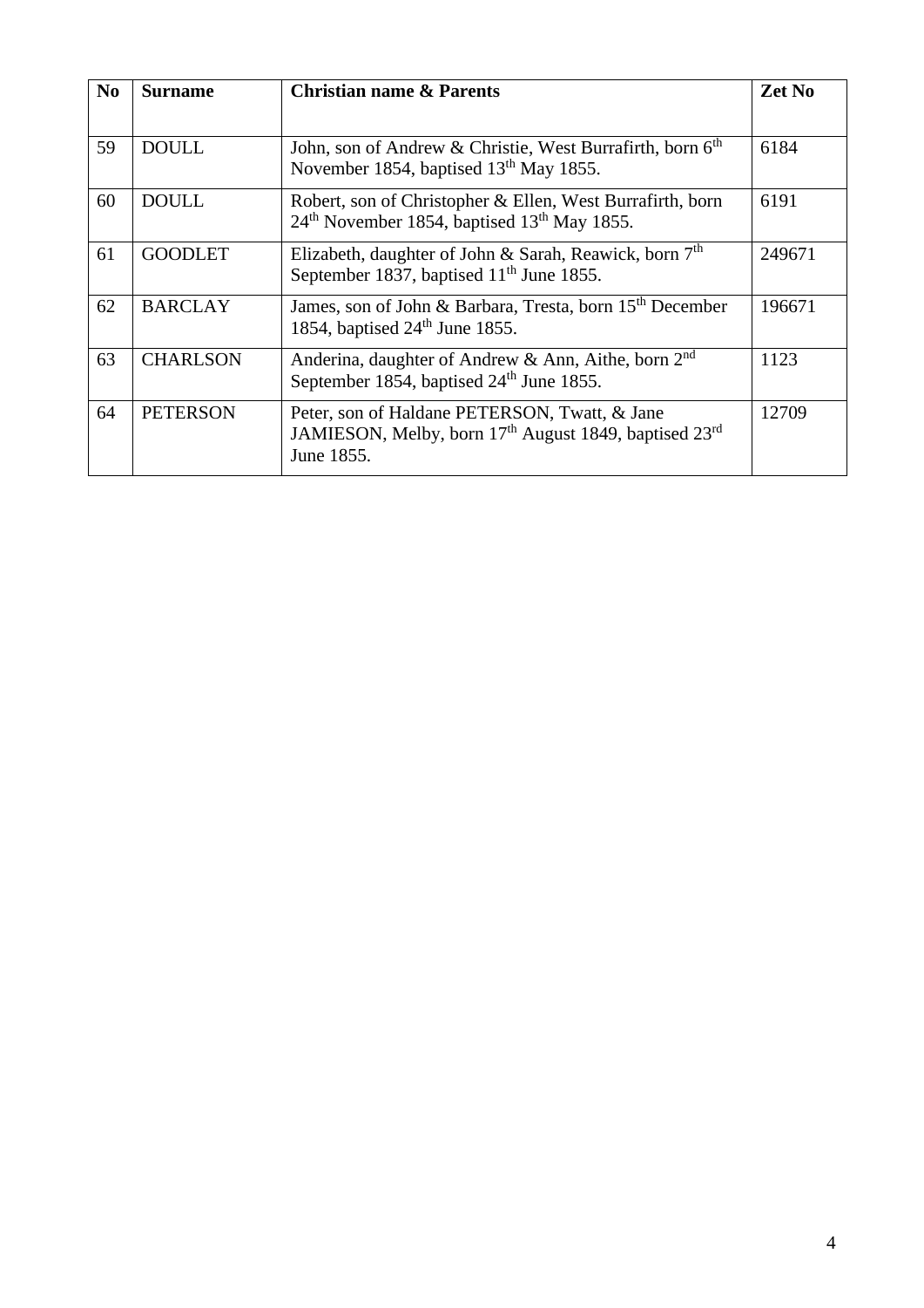| No | Surname | Christian name & Parents | Zet No |
| --- | --- | --- | --- |
| 59 | DOULL | John, son of Andrew & Christie, West Burrafirth, born 6th November 1854, baptised 13th May 1855. | 6184 |
| 60 | DOULL | Robert, son of Christopher & Ellen, West Burrafirth, born 24th November 1854, baptised 13th May 1855. | 6191 |
| 61 | GOODLET | Elizabeth, daughter of John & Sarah, Reawick, born 7th September 1837, baptised 11th June 1855. | 249671 |
| 62 | BARCLAY | James, son of John & Barbara, Tresta, born 15th December 1854, baptised 24th June 1855. | 196671 |
| 63 | CHARLSON | Anderina, daughter of Andrew & Ann, Aithe, born 2nd September 1854, baptised 24th June 1855. | 1123 |
| 64 | PETERSON | Peter, son of Haldane PETERSON, Twatt, & Jane JAMIESON, Melby, born 17th August 1849, baptised 23rd June 1855. | 12709 |